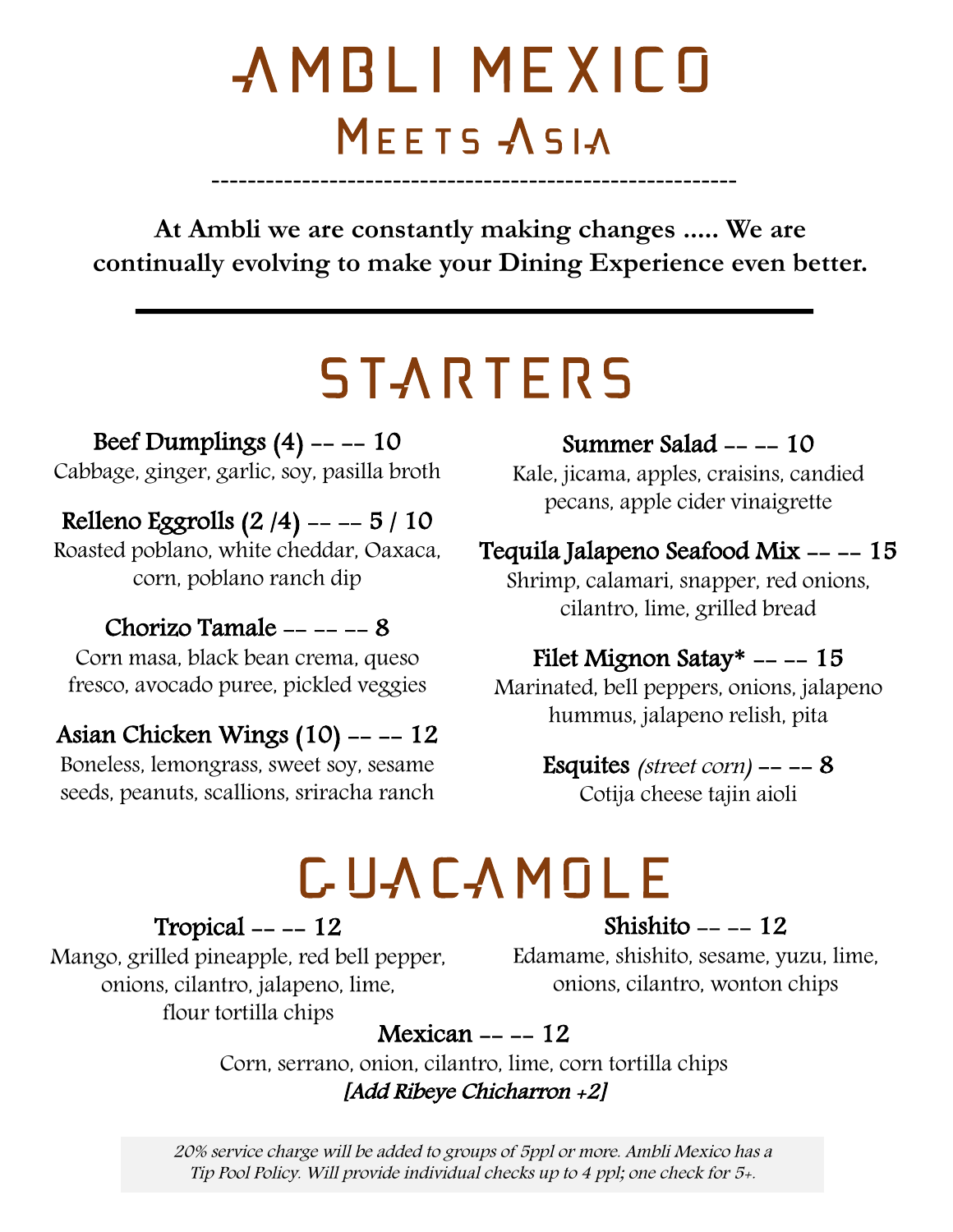# AMBLI MEXICO

## MEETS ASIA

---

**At Ambli we are constantly making changes ..... We are continually evolving to make your Dining Experience even better.**

---

# STARTERS

**Beef Dumplings (4) -- -- 10**
Cabbage, ginger, garlic, soy, pasilla broth

**Relleno Eggrolls (2 /4) -- -- 5 / 10**
Roasted poblano, white cheddar, Oaxaca, corn, poblano ranch dip

**Chorizo Tamale -- -- -- 8**
Corn masa, black bean crema, queso fresco, avocado puree, pickled veggies

**Asian Chicken Wings (10) -- -- 12**
Boneless, lemongrass, sweet soy, sesame seeds, peanuts, scallions, sriracha ranch

**Summer Salad -- -- 10**
Kale, jicama, apples, craisins, candied pecans, apple cider vinaigrette

**Tequila Jalapeno Seafood Mix -- -- 15**
Shrimp, calamari, snapper, red onions, cilantro, lime, grilled bread

**Filet Mignon Satay* -- -- 15**
Marinated, bell peppers, onions, jalapeno hummus, jalapeno relish, pita

**Esquites** *(street corn)* **-- -- 8**
Cotija cheese tajin aioli

# GUACAMOLE

**Tropical -- -- 12**
Mango, grilled pineapple, red bell pepper, onions, cilantro, jalapeno, lime, flour tortilla chips

**Shishito -- -- 12**
Edamame, shishito, sesame, yuzu, lime, onions, cilantro, wonton chips

**Mexican -- -- 12**
Corn, serrano, onion, cilantro, lime, corn tortilla chips

*[Add Ribeye Chicharron +2]*

*20% service charge will be added to groups of 5ppl or more. Ambli Mexico has a Tip Pool Policy. Will provide individual checks up to 4 ppl; one check for 5+.*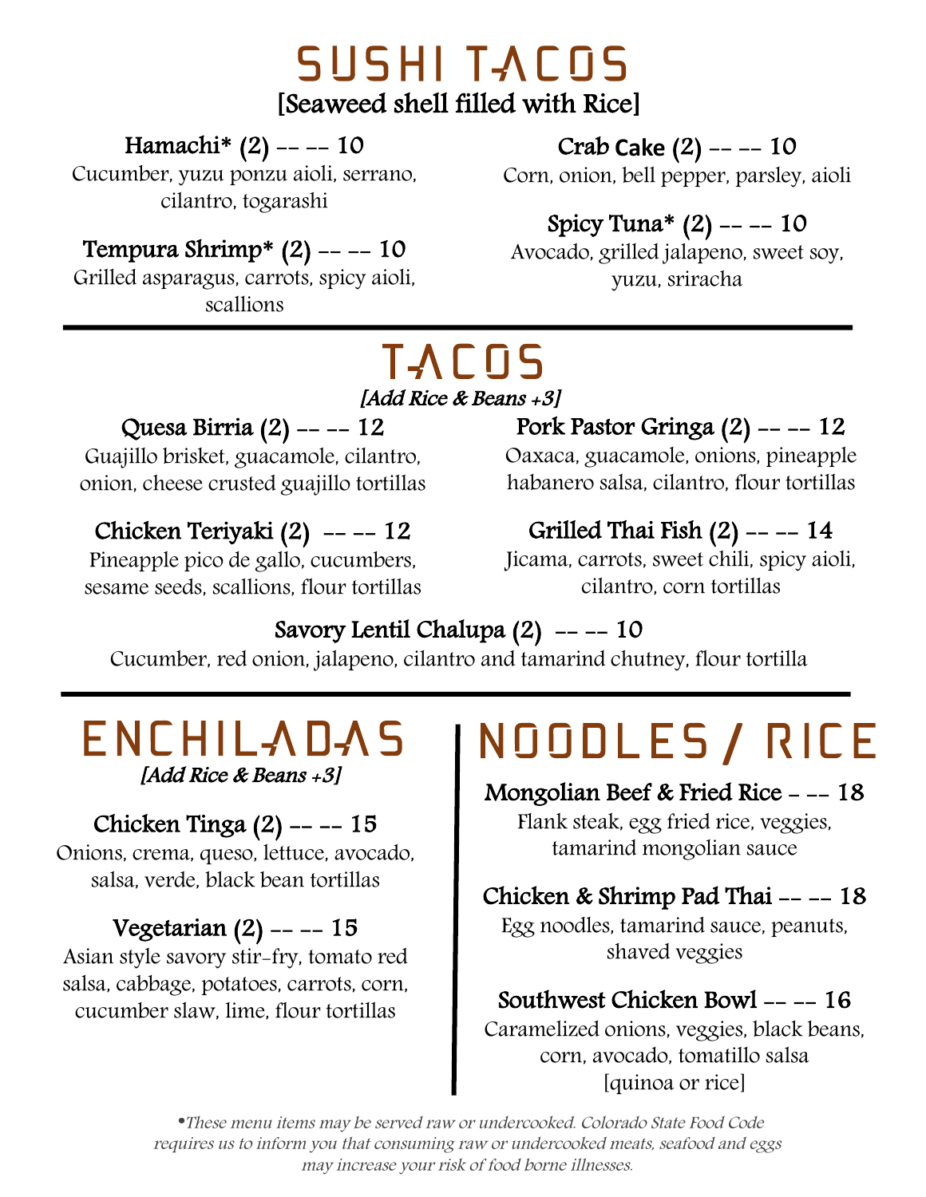# SUSHI TACOS

[Seaweed shell filled with Rice]

**Hamachi* (2) -- -- 10**
Cucumber, yuzu ponzu aioli, serrano, cilantro, togarashi

**Tempura Shrimp* (2) -- -- 10**
Grilled asparagus, carrots, spicy aioli, scallions

**Crab Cake (2) -- -- 10**
Corn, onion, bell pepper, parsley, aioli

**Spicy Tuna* (2) -- -- 10**
Avocado, grilled jalapeno, sweet soy, yuzu, sriracha

---

# TACOS

*[Add Rice & Beans +3]*

**Quesa Birria (2) -- -- 12**
Guajillo brisket, guacamole, cilantro, onion, cheese crusted guajillo tortillas

**Chicken Teriyaki (2) -- -- 12**
Pineapple pico de gallo, cucumbers, sesame seeds, scallions, flour tortillas

**Pork Pastor Gringa (2) -- -- 12**
Oaxaca, guacamole, onions, pineapple habanero salsa, cilantro, flour tortillas

**Grilled Thai Fish (2) -- -- 14**
Jicama, carrots, sweet chili, spicy aioli, cilantro, corn tortillas

**Savory Lentil Chalupa (2) -- -- 10**
Cucumber, red onion, jalapeno, cilantro and tamarind chutney, flour tortilla

---

# ENCHILADAS

*[Add Rice & Beans +3]*

**Chicken Tinga (2) -- -- 15**
Onions, crema, queso, lettuce, avocado, salsa, verde, black bean tortillas

**Vegetarian (2) -- -- 15**
Asian style savory stir-fry, tomato red salsa, cabbage, potatoes, carrots, corn, cucumber slaw, lime, flour tortillas

# NOODLES / RICE

**Mongolian Beef & Fried Rice - -- 18**
Flank steak, egg fried rice, veggies, tamarind mongolian sauce

**Chicken & Shrimp Pad Thai -- -- 18**
Egg noodles, tamarind sauce, peanuts, shaved veggies

**Southwest Chicken Bowl -- -- 16**
Caramelized onions, veggies, black beans, corn, avocado, tomatillo salsa [quinoa or rice]

*•These menu items may be served raw or undercooked. Colorado State Food Code requires us to inform you that consuming raw or undercooked meats, seafood and eggs may increase your risk of food borne illnesses.*